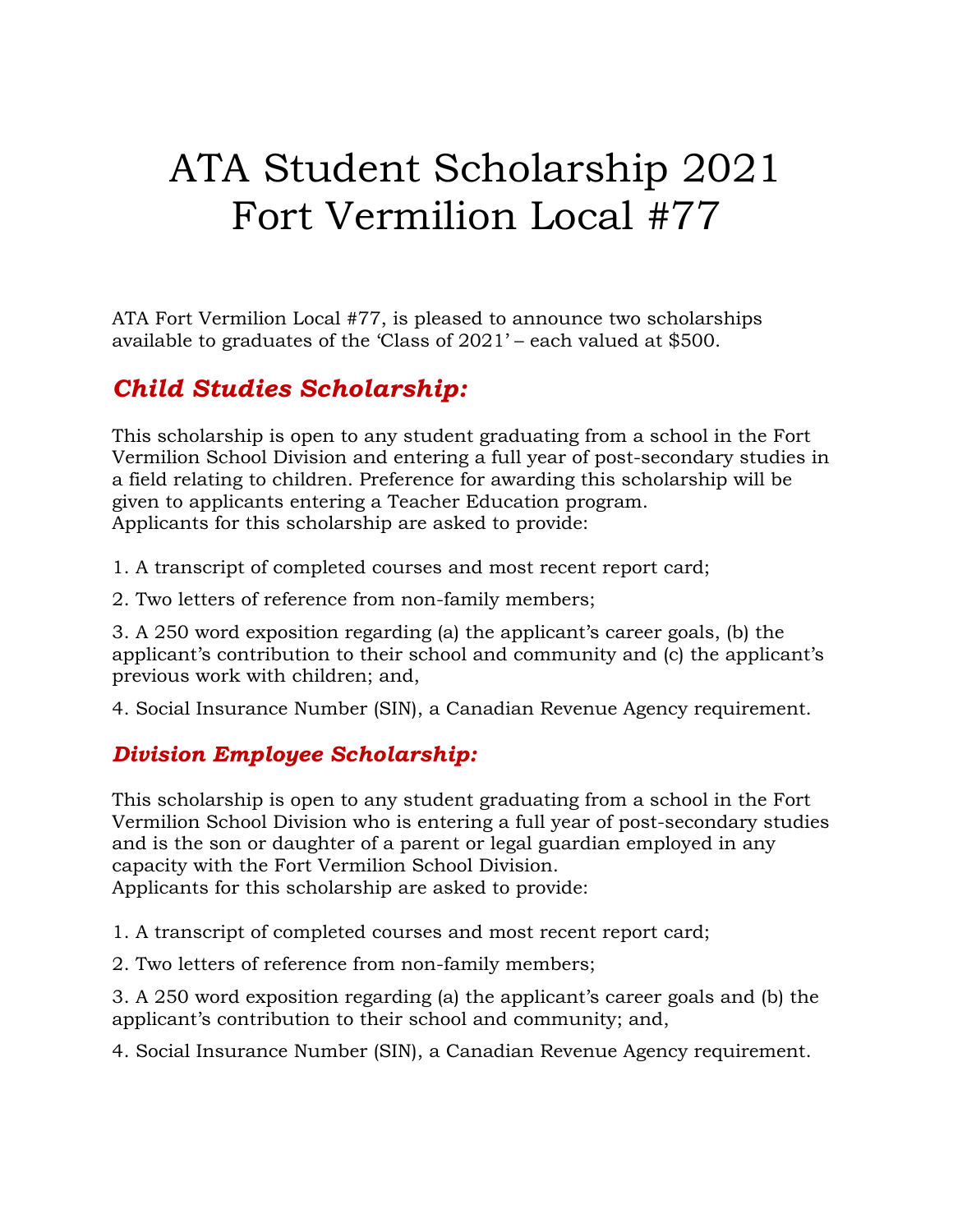# ATA Student Scholarship 2021
# Fort Vermilion Local #77

ATA Fort Vermilion Local #77, is pleased to announce two scholarships available to graduates of the 'Class of 2021' – each valued at $500.

## *Child Studies Scholarship:*

This scholarship is open to any student graduating from a school in the Fort Vermilion School Division and entering a full year of post-secondary studies in a field relating to children. Preference for awarding this scholarship will be given to applicants entering a Teacher Education program.
Applicants for this scholarship are asked to provide:

1. A transcript of completed courses and most recent report card;

2. Two letters of reference from non-family members;

3. A 250 word exposition regarding (a) the applicant's career goals, (b) the applicant's contribution to their school and community and (c) the applicant's previous work with children; and,

4. Social Insurance Number (SIN), a Canadian Revenue Agency requirement.

## *Division Employee Scholarship:*

This scholarship is open to any student graduating from a school in the Fort Vermilion School Division who is entering a full year of post-secondary studies and is the son or daughter of a parent or legal guardian employed in any capacity with the Fort Vermilion School Division.
Applicants for this scholarship are asked to provide:

1. A transcript of completed courses and most recent report card;

2. Two letters of reference from non-family members;

3. A 250 word exposition regarding (a) the applicant's career goals and (b) the applicant's contribution to their school and community; and,

4. Social Insurance Number (SIN), a Canadian Revenue Agency requirement.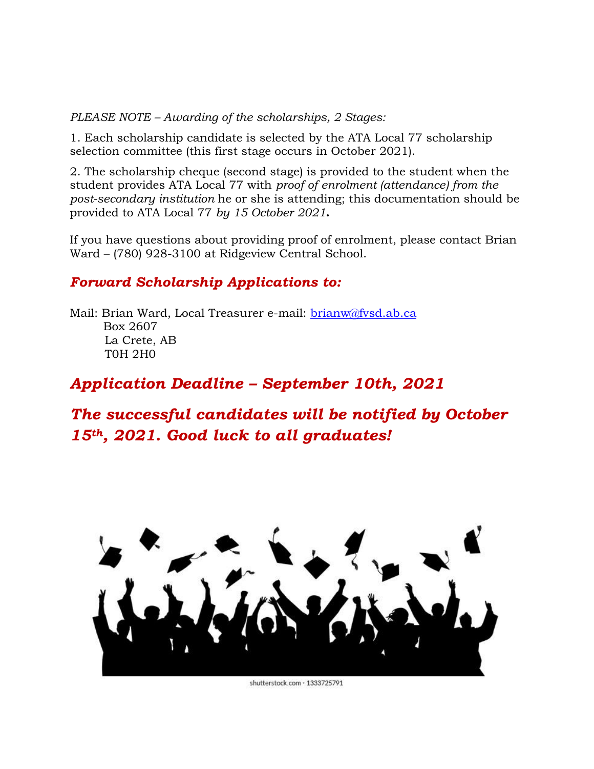*PLEASE NOTE – Awarding of the scholarships, 2 Stages:*

1. Each scholarship candidate is selected by the ATA Local 77 scholarship selection committee (this first stage occurs in October 2021).

2. The scholarship cheque (second stage) is provided to the student when the student provides ATA Local 77 with *proof of enrolment (attendance) from the post-secondary institution* he or she is attending; this documentation should be provided to ATA Local 77 *by 15 October 2021***.**

If you have questions about providing proof of enrolment, please contact Brian Ward – (780) 928-3100 at Ridgeview Central School.

## *Forward Scholarship Applications to:*

Mail: Brian Ward, Local Treasurer e-mail: brianw@fvsd.ab.ca
Box 2607
La Crete, AB
T0H 2H0

## *Application Deadline – September 10th, 2021*

## *The successful candidates will be notified by October 15th, 2021. Good luck to all graduates!*

shutterstock.com · 1333725791